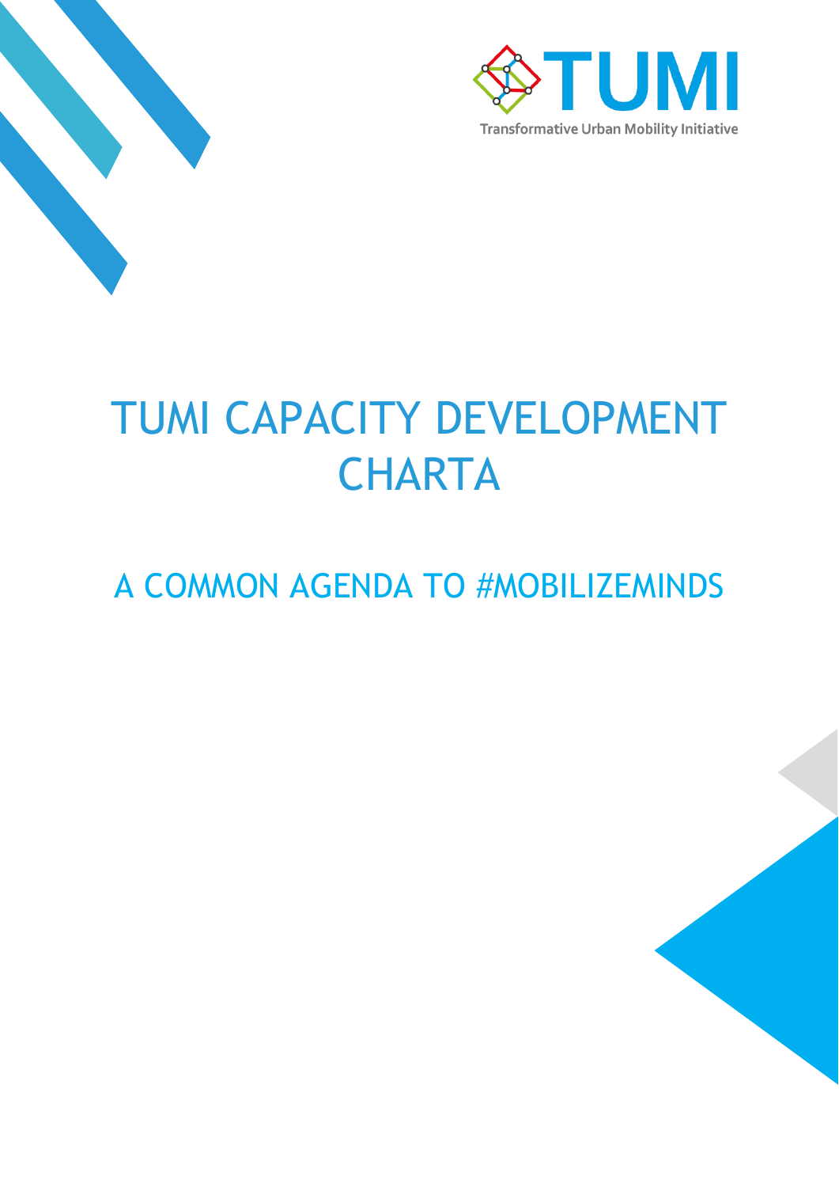TUMI

Transformative Urban Mobility Initiative

# TUMI CAPACITY DEVELOPMENT CHARTA

## A COMMON AGENDA TO #MOBILIZEMINDS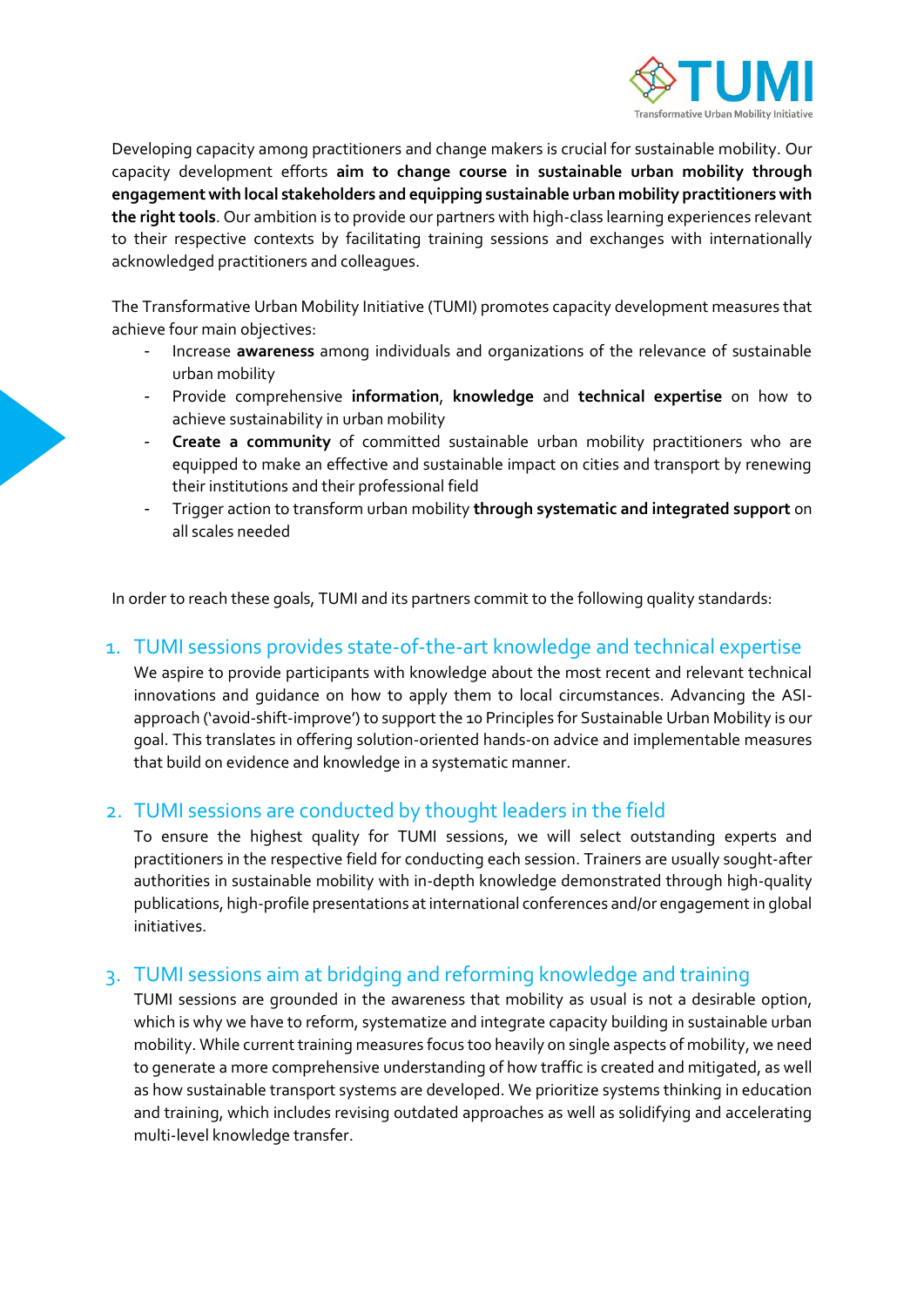Developing capacity among practitioners and change makers is crucial for sustainable mobility. Our capacity development efforts **aim to change course in sustainable urban mobility through engagement with local stakeholders and equipping sustainable urban mobility practitioners with the right tools**. Our ambition is to provide our partners with high-class learning experiences relevant to their respective contexts by facilitating training sessions and exchanges with internationally acknowledged practitioners and colleagues.

The Transformative Urban Mobility Initiative (TUMI) promotes capacity development measures that achieve four main objectives:

- Increase **awareness** among individuals and organizations of the relevance of sustainable urban mobility
- Provide comprehensive **information**, **knowledge** and **technical expertise** on how to achieve sustainability in urban mobility
- **Create a community** of committed sustainable urban mobility practitioners who are equipped to make an effective and sustainable impact on cities and transport by renewing their institutions and their professional field
- Trigger action to transform urban mobility **through systematic and integrated support** on all scales needed

In order to reach these goals, TUMI and its partners commit to the following quality standards:

## 1. TUMI sessions provides state-of-the-art knowledge and technical expertise

We aspire to provide participants with knowledge about the most recent and relevant technical innovations and guidance on how to apply them to local circumstances. Advancing the ASI-approach ('avoid-shift-improve') to support the 10 Principles for Sustainable Urban Mobility is our goal. This translates in offering solution-oriented hands-on advice and implementable measures that build on evidence and knowledge in a systematic manner.

## 2. TUMI sessions are conducted by thought leaders in the field

To ensure the highest quality for TUMI sessions, we will select outstanding experts and practitioners in the respective field for conducting each session. Trainers are usually sought-after authorities in sustainable mobility with in-depth knowledge demonstrated through high-quality publications, high-profile presentations at international conferences and/or engagement in global initiatives.

## 3. TUMI sessions aim at bridging and reforming knowledge and training

TUMI sessions are grounded in the awareness that mobility as usual is not a desirable option, which is why we have to reform, systematize and integrate capacity building in sustainable urban mobility. While current training measures focus too heavily on single aspects of mobility, we need to generate a more comprehensive understanding of how traffic is created and mitigated, as well as how sustainable transport systems are developed. We prioritize systems thinking in education and training, which includes revising outdated approaches as well as solidifying and accelerating multi-level knowledge transfer.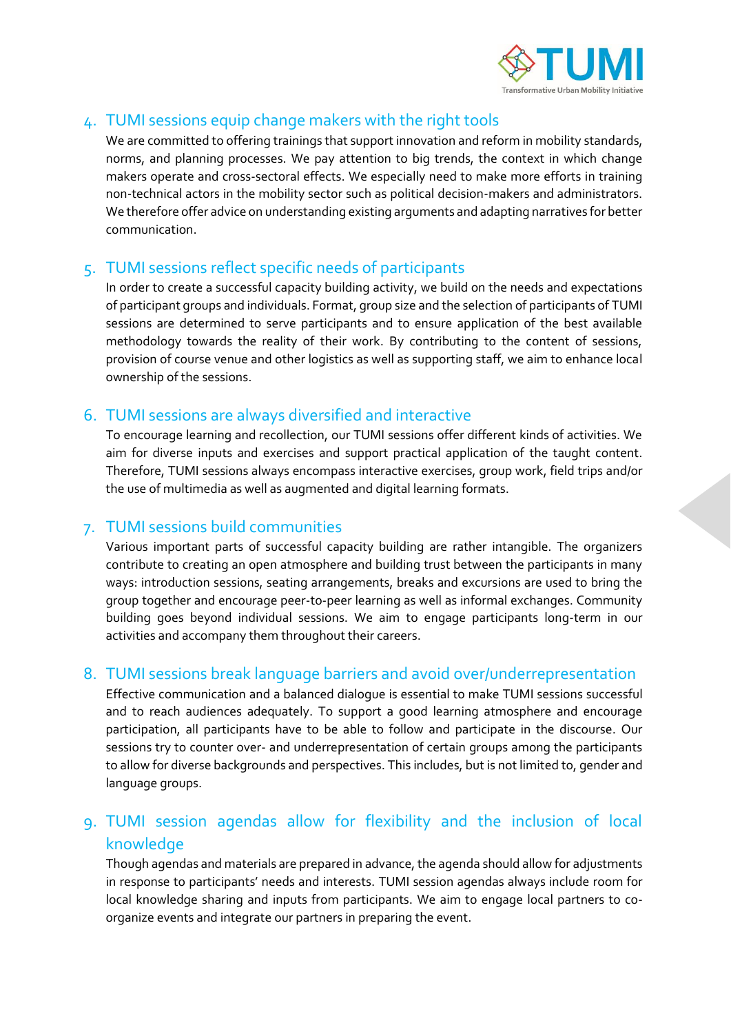## 4. TUMI sessions equip change makers with the right tools

We are committed to offering trainings that support innovation and reform in mobility standards, norms, and planning processes. We pay attention to big trends, the context in which change makers operate and cross-sectoral effects. We especially need to make more efforts in training non-technical actors in the mobility sector such as political decision-makers and administrators. We therefore offer advice on understanding existing arguments and adapting narratives for better communication.

## 5. TUMI sessions reflect specific needs of participants

In order to create a successful capacity building activity, we build on the needs and expectations of participant groups and individuals. Format, group size and the selection of participants of TUMI sessions are determined to serve participants and to ensure application of the best available methodology towards the reality of their work. By contributing to the content of sessions, provision of course venue and other logistics as well as supporting staff, we aim to enhance local ownership of the sessions.

## 6. TUMI sessions are always diversified and interactive

To encourage learning and recollection, our TUMI sessions offer different kinds of activities. We aim for diverse inputs and exercises and support practical application of the taught content. Therefore, TUMI sessions always encompass interactive exercises, group work, field trips and/or the use of multimedia as well as augmented and digital learning formats.

## 7. TUMI sessions build communities

Various important parts of successful capacity building are rather intangible. The organizers contribute to creating an open atmosphere and building trust between the participants in many ways: introduction sessions, seating arrangements, breaks and excursions are used to bring the group together and encourage peer-to-peer learning as well as informal exchanges. Community building goes beyond individual sessions. We aim to engage participants long-term in our activities and accompany them throughout their careers.

## 8. TUMI sessions break language barriers and avoid over/underrepresentation

Effective communication and a balanced dialogue is essential to make TUMI sessions successful and to reach audiences adequately. To support a good learning atmosphere and encourage participation, all participants have to be able to follow and participate in the discourse. Our sessions try to counter over- and underrepresentation of certain groups among the participants to allow for diverse backgrounds and perspectives. This includes, but is not limited to, gender and language groups.

## 9. TUMI session agendas allow for flexibility and the inclusion of local knowledge

Though agendas and materials are prepared in advance, the agenda should allow for adjustments in response to participants' needs and interests. TUMI session agendas always include room for local knowledge sharing and inputs from participants. We aim to engage local partners to co-organize events and integrate our partners in preparing the event.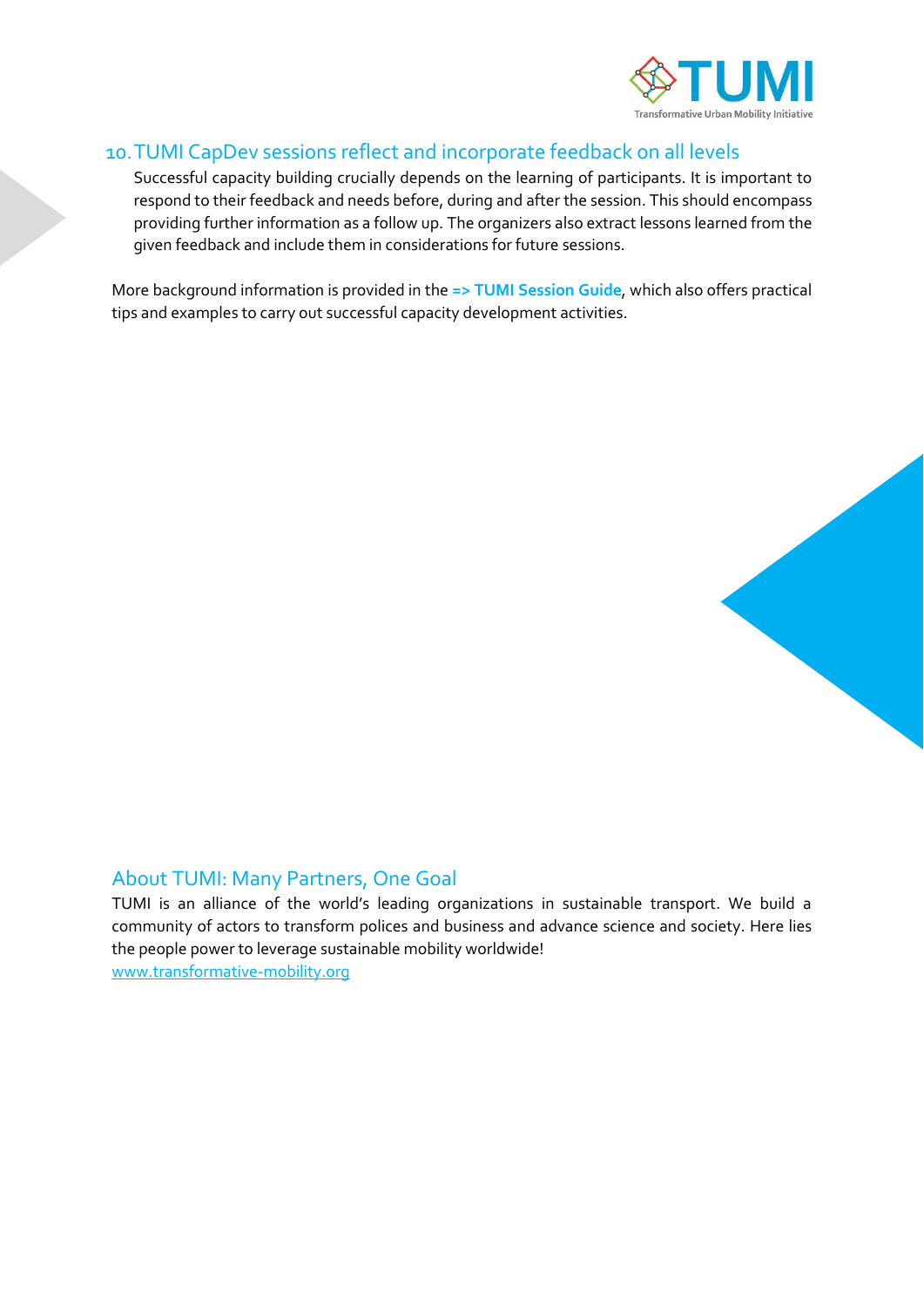## 10. TUMI CapDev sessions reflect and incorporate feedback on all levels

Successful capacity building crucially depends on the learning of participants. It is important to respond to their feedback and needs before, during and after the session. This should encompass providing further information as a follow up. The organizers also extract lessons learned from the given feedback and include them in considerations for future sessions.

More background information is provided in the **=> TUMI Session Guide**, which also offers practical tips and examples to carry out successful capacity development activities.

## About TUMI: Many Partners, One Goal

TUMI is an alliance of the world's leading organizations in sustainable transport. We build a community of actors to transform polices and business and advance science and society. Here lies the people power to leverage sustainable mobility worldwide!

www.transformative-mobility.org